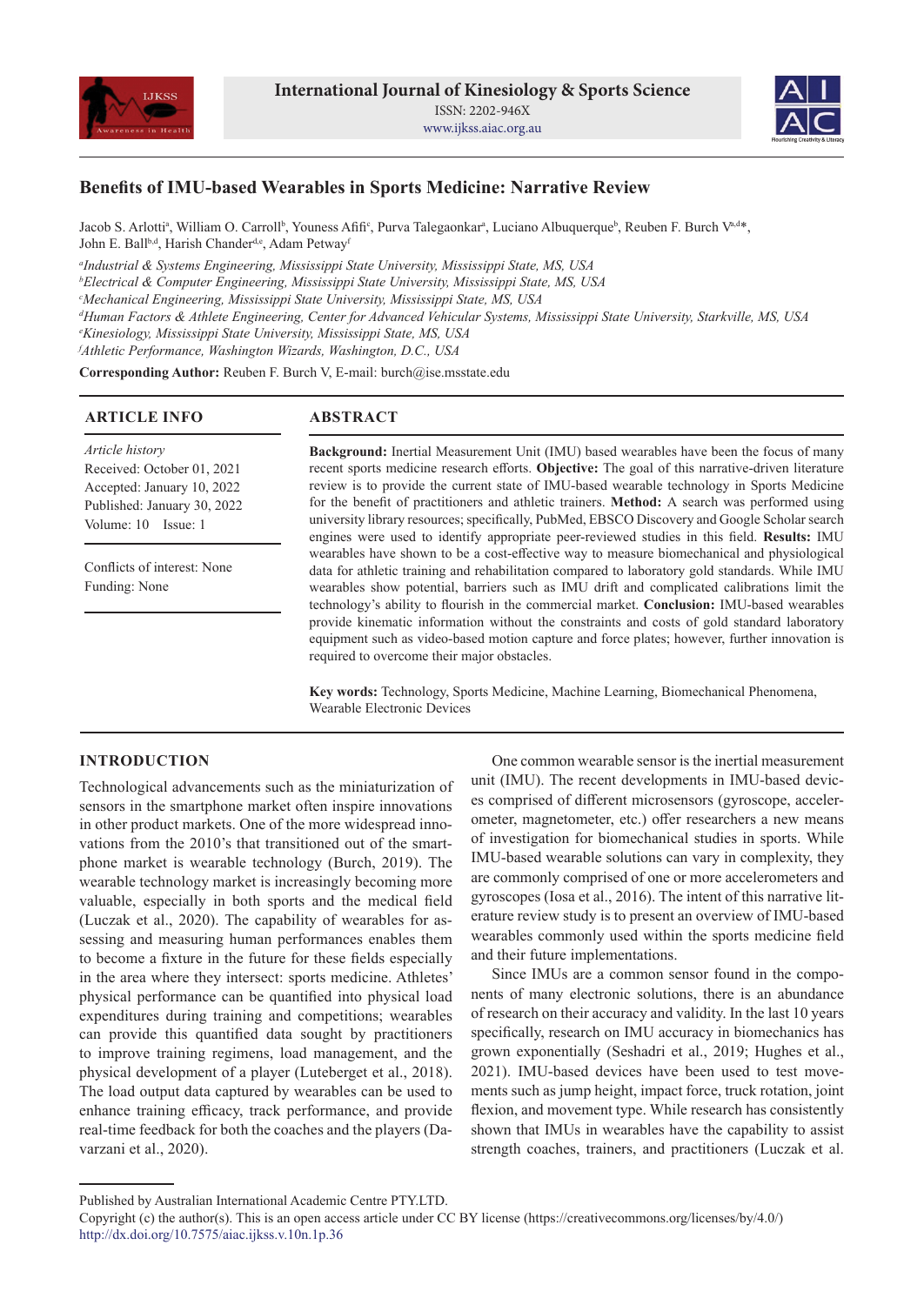# Benefits of IMU-based Wearables in Sports Medicine: Narrative Review

Jacob S. Arlotti[a], William O. Carroll[b], Youness Afifi[c], Purva Talegaonkar[a], Luciano Albuquerque[b], Reuben F. Burch V[a,d]*, John E. Ball[b,d], Harish Chander[d,e], Adam Petway[f]

[a] *Industrial & Systems Engineering, Mississippi State University, Mississippi State, MS, USA*
[b] *Electrical & Computer Engineering, Mississippi State University, Mississippi State, MS, USA*
[c] *Mechanical Engineering, Mississippi State University, Mississippi State, MS, USA*
[d] *Human Factors & Athlete Engineering, Center for Advanced Vehicular Systems, Mississippi State University, Starkville, MS, USA*
[e] *Kinesiology, Mississippi State University, Mississippi State, MS, USA*
[f] *Athletic Performance, Washington Wizards, Washington, D.C., USA*

**Corresponding Author:** Reuben F. Burch V, E-mail: burch@ise.msstate.edu

## ARTICLE INFO

*Article history*
Received: October 01, 2021
Accepted: January 10, 2022
Published: January 30, 2022
Volume: 10 Issue: 1

Conflicts of interest: None
Funding: None

## ABSTRACT

**Background:** Inertial Measurement Unit (IMU) based wearables have been the focus of many recent sports medicine research efforts. **Objective:** The goal of this narrative-driven literature review is to provide the current state of IMU-based wearable technology in Sports Medicine for the benefit of practitioners and athletic trainers. **Method:** A search was performed using university library resources; specifically, PubMed, EBSCO Discovery and Google Scholar search engines were used to identify appropriate peer-reviewed studies in this field. **Results:** IMU wearables have shown to be a cost-effective way to measure biomechanical and physiological data for athletic training and rehabilitation compared to laboratory gold standards. While IMU wearables show potential, barriers such as IMU drift and complicated calibrations limit the technology's ability to flourish in the commercial market. **Conclusion:** IMU-based wearables provide kinematic information without the constraints and costs of gold standard laboratory equipment such as video-based motion capture and force plates; however, further innovation is required to overcome their major obstacles.

**Key words:** Technology, Sports Medicine, Machine Learning, Biomechanical Phenomena, Wearable Electronic Devices

## INTRODUCTION

Technological advancements such as the miniaturization of sensors in the smartphone market often inspire innovations in other product markets. One of the more widespread innovations from the 2010's that transitioned out of the smartphone market is wearable technology (Burch, 2019). The wearable technology market is increasingly becoming more valuable, especially in both sports and the medical field (Luczak et al., 2020). The capability of wearables for assessing and measuring human performances enables them to become a fixture in the future for these fields especially in the area where they intersect: sports medicine. Athletes' physical performance can be quantified into physical load expenditures during training and competitions; wearables can provide this quantified data sought by practitioners to improve training regimens, load management, and the physical development of a player (Luteberget et al., 2018). The load output data captured by wearables can be used to enhance training efficacy, track performance, and provide real-time feedback for both the coaches and the players (Davarzani et al., 2020).

One common wearable sensor is the inertial measurement unit (IMU). The recent developments in IMU-based devices comprised of different microsensors (gyroscope, accelerometer, magnetometer, etc.) offer researchers a new means of investigation for biomechanical studies in sports. While IMU-based wearable solutions can vary in complexity, they are commonly comprised of one or more accelerometers and gyroscopes (Iosa et al., 2016). The intent of this narrative literature review study is to present an overview of IMU-based wearables commonly used within the sports medicine field and their future implementations.

Since IMUs are a common sensor found in the components of many electronic solutions, there is an abundance of research on their accuracy and validity. In the last 10 years specifically, research on IMU accuracy in biomechanics has grown exponentially (Seshadri et al., 2019; Hughes et al., 2021). IMU-based devices have been used to test movements such as jump height, impact force, truck rotation, joint flexion, and movement type. While research has consistently shown that IMUs in wearables have the capability to assist strength coaches, trainers, and practitioners (Luczak et al.

Published by Australian International Academic Centre PTY.LTD.
Copyright (c) the author(s). This is an open access article under CC BY license (https://creativecommons.org/licenses/by/4.0/)
http://dx.doi.org/10.7575/aiac.ijkss.v.10n.1p.36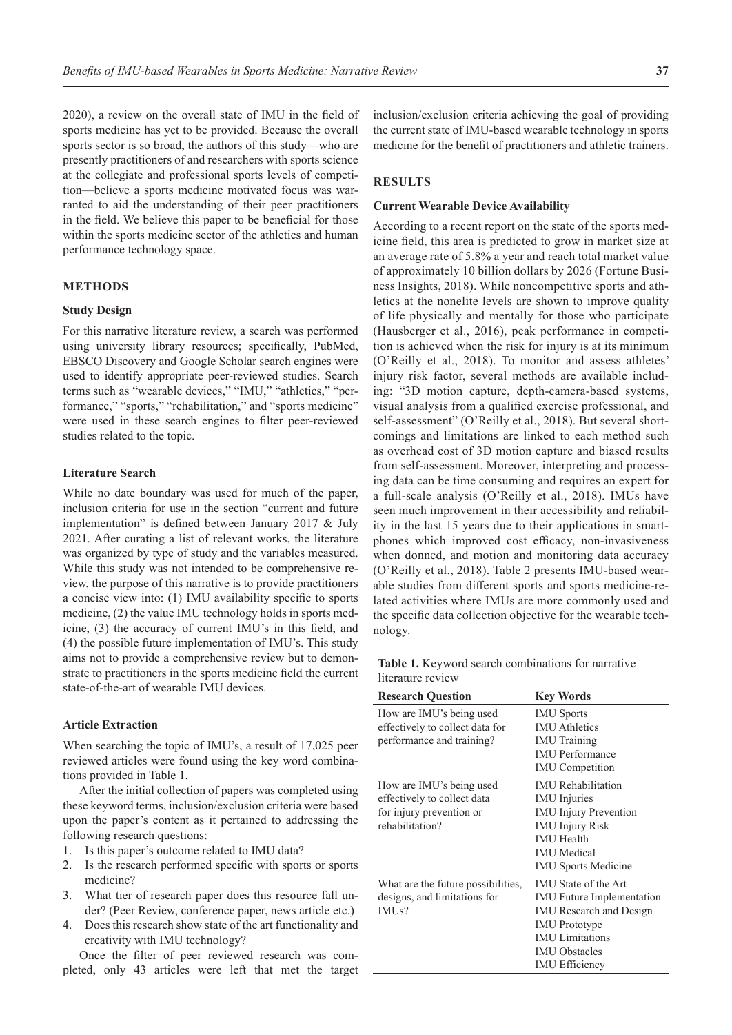2020), a review on the overall state of IMU in the field of sports medicine has yet to be provided. Because the overall sports sector is so broad, the authors of this study—who are presently practitioners of and researchers with sports science at the collegiate and professional sports levels of competition—believe a sports medicine motivated focus was warranted to aid the understanding of their peer practitioners in the field. We believe this paper to be beneficial for those within the sports medicine sector of the athletics and human performance technology space.

## METHODS

### Study Design

For this narrative literature review, a search was performed using university library resources; specifically, PubMed, EBSCO Discovery and Google Scholar search engines were used to identify appropriate peer-reviewed studies. Search terms such as "wearable devices," "IMU," "athletics," "performance," "sports," "rehabilitation," and "sports medicine" were used in these search engines to filter peer-reviewed studies related to the topic.

### Literature Search

While no date boundary was used for much of the paper, inclusion criteria for use in the section "current and future implementation" is defined between January 2017 & July 2021. After curating a list of relevant works, the literature was organized by type of study and the variables measured. While this study was not intended to be comprehensive review, the purpose of this narrative is to provide practitioners a concise view into: (1) IMU availability specific to sports medicine, (2) the value IMU technology holds in sports medicine, (3) the accuracy of current IMU's in this field, and (4) the possible future implementation of IMU's. This study aims not to provide a comprehensive review but to demonstrate to practitioners in the sports medicine field the current state-of-the-art of wearable IMU devices.

### Article Extraction

When searching the topic of IMU's, a result of 17,025 peer reviewed articles were found using the key word combinations provided in Table 1.

After the initial collection of papers was completed using these keyword terms, inclusion/exclusion criteria were based upon the paper's content as it pertained to addressing the following research questions:

1. Is this paper's outcome related to IMU data?
2. Is the research performed specific with sports or sports medicine?
3. What tier of research paper does this resource fall under? (Peer Review, conference paper, news article etc.)
4. Does this research show state of the art functionality and creativity with IMU technology?

Once the filter of peer reviewed research was completed, only 43 articles were left that met the target inclusion/exclusion criteria achieving the goal of providing the current state of IMU-based wearable technology in sports medicine for the benefit of practitioners and athletic trainers.

## RESULTS

### Current Wearable Device Availability

According to a recent report on the state of the sports medicine field, this area is predicted to grow in market size at an average rate of 5.8% a year and reach total market value of approximately 10 billion dollars by 2026 (Fortune Business Insights, 2018). While noncompetitive sports and athletics at the nonelite levels are shown to improve quality of life physically and mentally for those who participate (Hausberger et al., 2016), peak performance in competition is achieved when the risk for injury is at its minimum (O'Reilly et al., 2018). To monitor and assess athletes' injury risk factor, several methods are available including: "3D motion capture, depth-camera-based systems, visual analysis from a qualified exercise professional, and self-assessment" (O'Reilly et al., 2018). But several shortcomings and limitations are linked to each method such as overhead cost of 3D motion capture and biased results from self-assessment. Moreover, interpreting and processing data can be time consuming and requires an expert for a full-scale analysis (O'Reilly et al., 2018). IMUs have seen much improvement in their accessibility and reliability in the last 15 years due to their applications in smartphones which improved cost efficacy, non-invasiveness when donned, and motion and monitoring data accuracy (O'Reilly et al., 2018). Table 2 presents IMU-based wearable studies from different sports and sports medicine-related activities where IMUs are more commonly used and the specific data collection objective for the wearable technology.

**Table 1.** Keyword search combinations for narrative literature review

| Research Question | Key Words |
|---|---|
| How are IMU's being used effectively to collect data for performance and training? | IMU Sports<br>IMU Athletics<br>IMU Training<br>IMU Performance<br>IMU Competition |
| How are IMU's being used effectively to collect data for injury prevention or rehabilitation? | IMU Rehabilitation<br>IMU Injuries<br>IMU Injury Prevention<br>IMU Injury Risk<br>IMU Health<br>IMU Medical<br>IMU Sports Medicine |
| What are the future possibilities, designs, and limitations for IMUs? | IMU State of the Art<br>IMU Future Implementation<br>IMU Research and Design<br>IMU Prototype<br>IMU Limitations<br>IMU Obstacles<br>IMU Efficiency |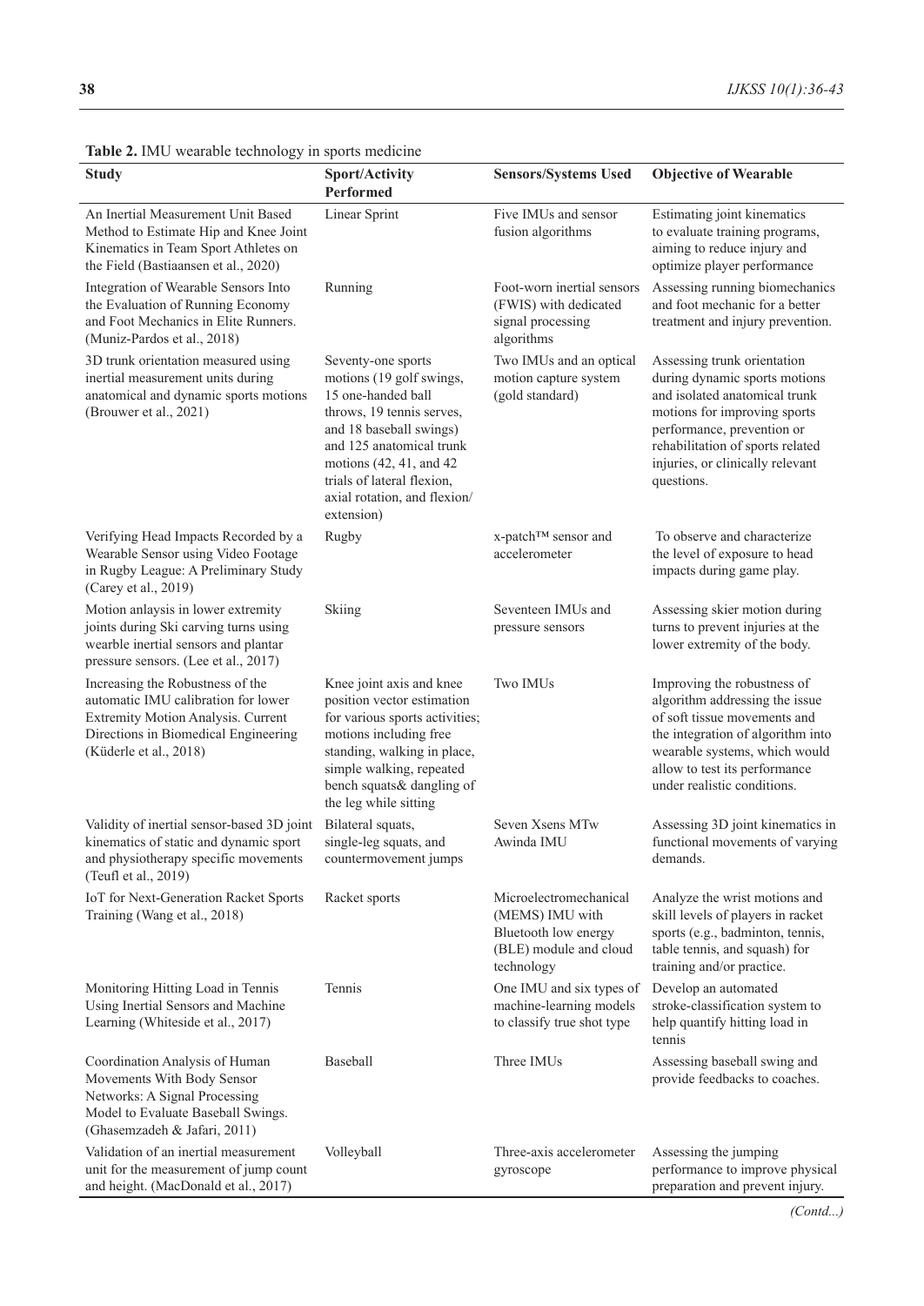**Table 2.** IMU wearable technology in sports medicine

| Study | Sport/Activity Performed | Sensors/Systems Used | Objective of Wearable |
|---|---|---|---|
| An Inertial Measurement Unit Based Method to Estimate Hip and Knee Joint Kinematics in Team Sport Athletes on the Field (Bastiaansen et al., 2020) | Linear Sprint | Five IMUs and sensor fusion algorithms | Estimating joint kinematics to evaluate training programs, aiming to reduce injury and optimize player performance |
| Integration of Wearable Sensors Into the Evaluation of Running Economy and Foot Mechanics in Elite Runners. (Muniz-Pardos et al., 2018) | Running | Foot-worn inertial sensors (FWIS) with dedicated signal processing algorithms | Assessing running biomechanics and foot mechanic for a better treatment and injury prevention. |
| 3D trunk orientation measured using inertial measurement units during anatomical and dynamic sports motions (Brouwer et al., 2021) | Seventy-one sports motions (19 golf swings, 15 one-handed ball throws, 19 tennis serves, and 18 baseball swings) and 125 anatomical trunk motions (42, 41, and 42 trials of lateral flexion, axial rotation, and flexion/extension) | Two IMUs and an optical motion capture system (gold standard) | Assessing trunk orientation during dynamic sports motions and isolated anatomical trunk motions for improving sports performance, prevention or rehabilitation of sports related injuries, or clinically relevant questions. |
| Verifying Head Impacts Recorded by a Wearable Sensor using Video Footage in Rugby League: A Preliminary Study (Carey et al., 2019) | Rugby | x-patch™ sensor and accelerometer | To observe and characterize the level of exposure to head impacts during game play. |
| Motion anlaysis in lower extremity joints during Ski carving turns using wearble inertial sensors and plantar pressure sensors. (Lee et al., 2017) | Skiing | Seventeen IMUs and pressure sensors | Assessing skier motion during turns to prevent injuries at the lower extremity of the body. |
| Increasing the Robustness of the automatic IMU calibration for lower Extremity Motion Analysis. Current Directions in Biomedical Engineering (Küderle et al., 2018) | Knee joint axis and knee position vector estimation for various sports activities; motions including free standing, walking in place, simple walking, repeated bench squats& dangling of the leg while sitting | Two IMUs | Improving the robustness of algorithm addressing the issue of soft tissue movements and the integration of algorithm into wearable systems, which would allow to test its performance under realistic conditions. |
| Validity of inertial sensor-based 3D joint kinematics of static and dynamic sport and physiotherapy specific movements (Teufl et al., 2019) | Bilateral squats, single-leg squats, and countermovement jumps | Seven Xsens MTw Awinda IMU | Assessing 3D joint kinematics in functional movements of varying demands. |
| IoT for Next-Generation Racket Sports Training (Wang et al., 2018) | Racket sports | Microelectromechanical (MEMS) IMU with Bluetooth low energy (BLE) module and cloud technology | Analyze the wrist motions and skill levels of players in racket sports (e.g., badminton, tennis, table tennis, and squash) for training and/or practice. |
| Monitoring Hitting Load in Tennis Using Inertial Sensors and Machine Learning (Whiteside et al., 2017) | Tennis | One IMU and six types of machine-learning models to classify true shot type | Develop an automated stroke-classification system to help quantify hitting load in tennis |
| Coordination Analysis of Human Movements With Body Sensor Networks: A Signal Processing Model to Evaluate Baseball Swings. (Ghasemzadeh & Jafari, 2011) | Baseball | Three IMUs | Assessing baseball swing and provide feedbacks to coaches. |
| Validation of an inertial measurement unit for the measurement of jump count and height. (MacDonald et al., 2017) | Volleyball | Three-axis accelerometer gyroscope | Assessing the jumping performance to improve physical preparation and prevent injury. |

*(Contd...)*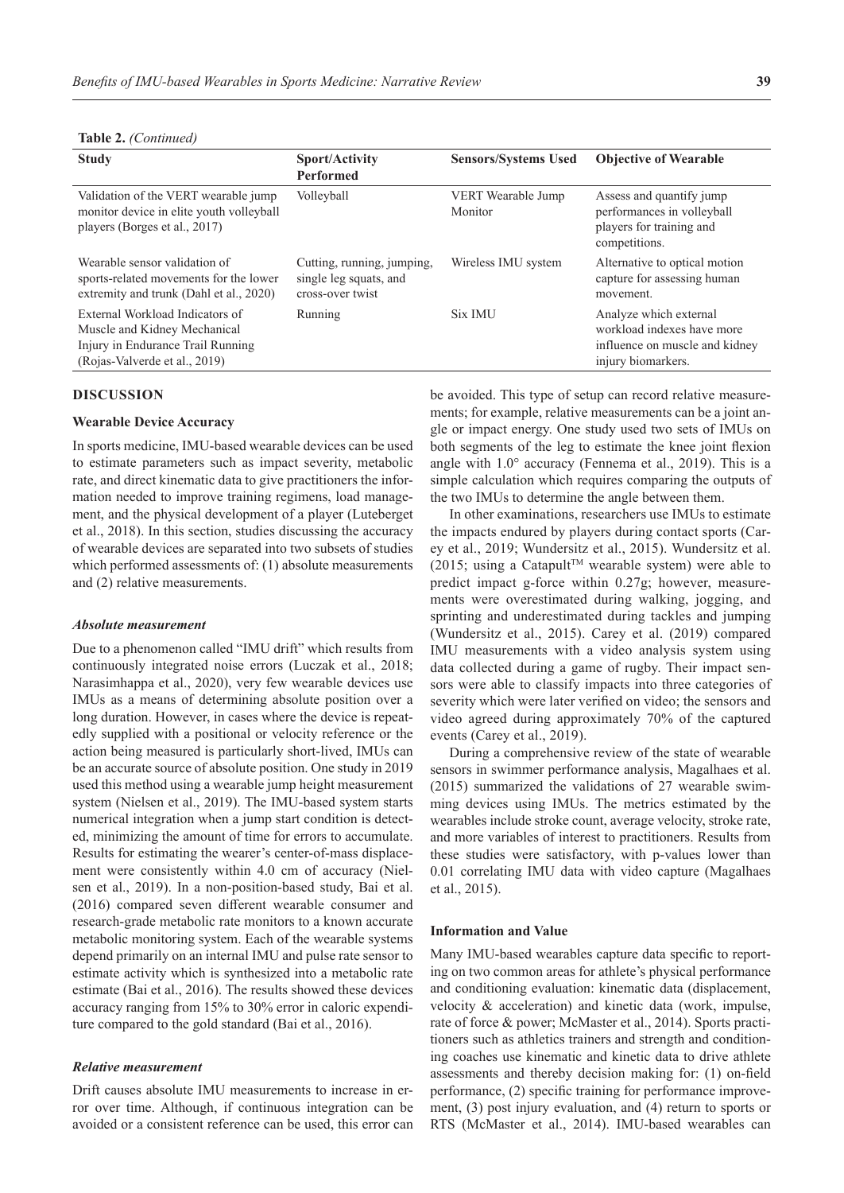**Table 2.** *(Continued)*

| Study | Sport/Activity Performed | Sensors/Systems Used | Objective of Wearable |
|---|---|---|---|
| Validation of the VERT wearable jump monitor device in elite youth volleyball players (Borges et al., 2017) | Volleyball | VERT Wearable Jump Monitor | Assess and quantify jump performances in volleyball players for training and competitions. |
| Wearable sensor validation of sports-related movements for the lower extremity and trunk (Dahl et al., 2020) | Cutting, running, jumping, single leg squats, and cross-over twist | Wireless IMU system | Alternative to optical motion capture for assessing human movement. |
| External Workload Indicators of Muscle and Kidney Mechanical Injury in Endurance Trail Running (Rojas-Valverde et al., 2019) | Running | Six IMU | Analyze which external workload indexes have more influence on muscle and kidney injury biomarkers. |

## DISCUSSION

### Wearable Device Accuracy

In sports medicine, IMU-based wearable devices can be used to estimate parameters such as impact severity, metabolic rate, and direct kinematic data to give practitioners the information needed to improve training regimens, load management, and the physical development of a player (Luteberget et al., 2018). In this section, studies discussing the accuracy of wearable devices are separated into two subsets of studies which performed assessments of: (1) absolute measurements and (2) relative measurements.

#### *Absolute measurement*

Due to a phenomenon called "IMU drift" which results from continuously integrated noise errors (Luczak et al., 2018; Narasimhappa et al., 2020), very few wearable devices use IMUs as a means of determining absolute position over a long duration. However, in cases where the device is repeatedly supplied with a positional or velocity reference or the action being measured is particularly short-lived, IMUs can be an accurate source of absolute position. One study in 2019 used this method using a wearable jump height measurement system (Nielsen et al., 2019). The IMU-based system starts numerical integration when a jump start condition is detected, minimizing the amount of time for errors to accumulate. Results for estimating the wearer's center-of-mass displacement were consistently within 4.0 cm of accuracy (Nielsen et al., 2019). In a non-position-based study, Bai et al. (2016) compared seven different wearable consumer and research-grade metabolic rate monitors to a known accurate metabolic monitoring system. Each of the wearable systems depend primarily on an internal IMU and pulse rate sensor to estimate activity which is synthesized into a metabolic rate estimate (Bai et al., 2016). The results showed these devices accuracy ranging from 15% to 30% error in caloric expenditure compared to the gold standard (Bai et al., 2016).

#### *Relative measurement*

Drift causes absolute IMU measurements to increase in error over time. Although, if continuous integration can be avoided or a consistent reference can be used, this error can be avoided. This type of setup can record relative measurements; for example, relative measurements can be a joint angle or impact energy. One study used two sets of IMUs on both segments of the leg to estimate the knee joint flexion angle with 1.0° accuracy (Fennema et al., 2019). This is a simple calculation which requires comparing the outputs of the two IMUs to determine the angle between them.

In other examinations, researchers use IMUs to estimate the impacts endured by players during contact sports (Carey et al., 2019; Wundersitz et al., 2015). Wundersitz et al. (2015; using a Catapult™ wearable system) were able to predict impact g-force within 0.27g; however, measurements were overestimated during walking, jogging, and sprinting and underestimated during tackles and jumping (Wundersitz et al., 2015). Carey et al. (2019) compared IMU measurements with a video analysis system using data collected during a game of rugby. Their impact sensors were able to classify impacts into three categories of severity which were later verified on video; the sensors and video agreed during approximately 70% of the captured events (Carey et al., 2019).

During a comprehensive review of the state of wearable sensors in swimmer performance analysis, Magalhaes et al. (2015) summarized the validations of 27 wearable swimming devices using IMUs. The metrics estimated by the wearables include stroke count, average velocity, stroke rate, and more variables of interest to practitioners. Results from these studies were satisfactory, with p-values lower than 0.01 correlating IMU data with video capture (Magalhaes et al., 2015).

### Information and Value

Many IMU-based wearables capture data specific to reporting on two common areas for athlete's physical performance and conditioning evaluation: kinematic data (displacement, velocity & acceleration) and kinetic data (work, impulse, rate of force & power; McMaster et al., 2014). Sports practitioners such as athletics trainers and strength and conditioning coaches use kinematic and kinetic data to drive athlete assessments and thereby decision making for: (1) on-field performance, (2) specific training for performance improvement, (3) post injury evaluation, and (4) return to sports or RTS (McMaster et al., 2014). IMU-based wearables can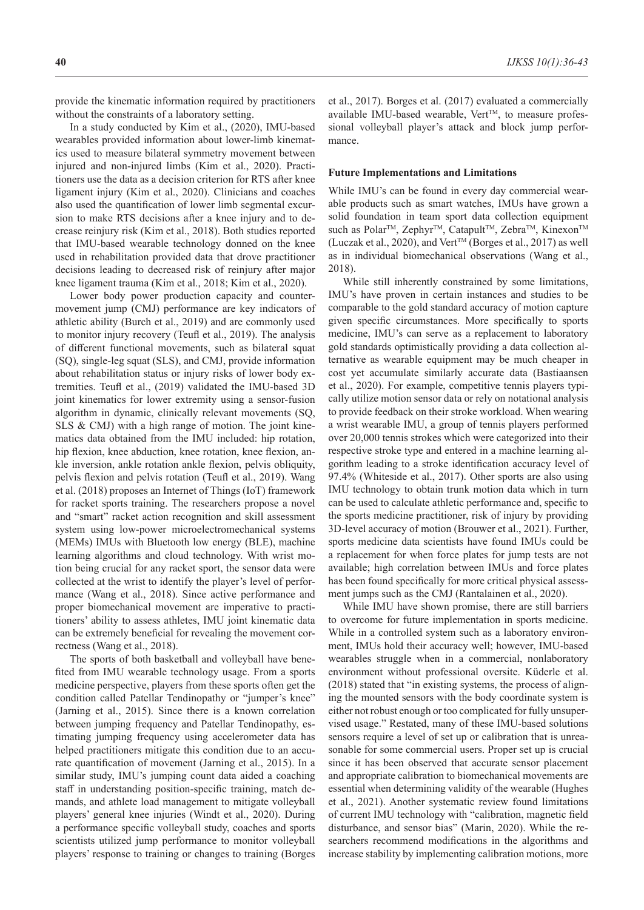provide the kinematic information required by practitioners without the constraints of a laboratory setting.

In a study conducted by Kim et al., (2020), IMU-based wearables provided information about lower-limb kinematics used to measure bilateral symmetry movement between injured and non-injured limbs (Kim et al., 2020). Practitioners use the data as a decision criterion for RTS after knee ligament injury (Kim et al., 2020). Clinicians and coaches also used the quantification of lower limb segmental excursion to make RTS decisions after a knee injury and to decrease reinjury risk (Kim et al., 2018). Both studies reported that IMU-based wearable technology donned on the knee used in rehabilitation provided data that drove practitioner decisions leading to decreased risk of reinjury after major knee ligament trauma (Kim et al., 2018; Kim et al., 2020).

Lower body power production capacity and countermovement jump (CMJ) performance are key indicators of athletic ability (Burch et al., 2019) and are commonly used to monitor injury recovery (Teufl et al., 2019). The analysis of different functional movements, such as bilateral squat (SQ), single-leg squat (SLS), and CMJ, provide information about rehabilitation status or injury risks of lower body extremities. Teufl et al., (2019) validated the IMU-based 3D joint kinematics for lower extremity using a sensor-fusion algorithm in dynamic, clinically relevant movements (SQ, SLS & CMJ) with a high range of motion. The joint kinematics data obtained from the IMU included: hip rotation, hip flexion, knee abduction, knee rotation, knee flexion, ankle inversion, ankle rotation ankle flexion, pelvis obliquity, pelvis flexion and pelvis rotation (Teufl et al., 2019). Wang et al. (2018) proposes an Internet of Things (IoT) framework for racket sports training. The researchers propose a novel and "smart" racket action recognition and skill assessment system using low-power microelectromechanical systems (MEMs) IMUs with Bluetooth low energy (BLE), machine learning algorithms and cloud technology. With wrist motion being crucial for any racket sport, the sensor data were collected at the wrist to identify the player's level of performance (Wang et al., 2018). Since active performance and proper biomechanical movement are imperative to practitioners' ability to assess athletes, IMU joint kinematic data can be extremely beneficial for revealing the movement correctness (Wang et al., 2018).

The sports of both basketball and volleyball have benefited from IMU wearable technology usage. From a sports medicine perspective, players from these sports often get the condition called Patellar Tendinopathy or "jumper's knee" (Jarning et al., 2015). Since there is a known correlation between jumping frequency and Patellar Tendinopathy, estimating jumping frequency using accelerometer data has helped practitioners mitigate this condition due to an accurate quantification of movement (Jarning et al., 2015). In a similar study, IMU's jumping count data aided a coaching staff in understanding position-specific training, match demands, and athlete load management to mitigate volleyball players' general knee injuries (Windt et al., 2020). During a performance specific volleyball study, coaches and sports scientists utilized jump performance to monitor volleyball players' response to training or changes to training (Borges et al., 2017). Borges et al. (2017) evaluated a commercially available IMU-based wearable, Vert™, to measure professional volleyball player's attack and block jump performance.

### Future Implementations and Limitations

While IMU's can be found in every day commercial wearable products such as smart watches, IMUs have grown a solid foundation in team sport data collection equipment such as Polar™, Zephyr™, Catapult™, Zebra™, Kinexon™ (Luczak et al., 2020), and Vert™ (Borges et al., 2017) as well as in individual biomechanical observations (Wang et al., 2018).

While still inherently constrained by some limitations, IMU's have proven in certain instances and studies to be comparable to the gold standard accuracy of motion capture given specific circumstances. More specifically to sports medicine, IMU's can serve as a replacement to laboratory gold standards optimistically providing a data collection alternative as wearable equipment may be much cheaper in cost yet accumulate similarly accurate data (Bastiaansen et al., 2020). For example, competitive tennis players typically utilize motion sensor data or rely on notational analysis to provide feedback on their stroke workload. When wearing a wrist wearable IMU, a group of tennis players performed over 20,000 tennis strokes which were categorized into their respective stroke type and entered in a machine learning algorithm leading to a stroke identification accuracy level of 97.4% (Whiteside et al., 2017). Other sports are also using IMU technology to obtain trunk motion data which in turn can be used to calculate athletic performance and, specific to the sports medicine practitioner, risk of injury by providing 3D-level accuracy of motion (Brouwer et al., 2021). Further, sports medicine data scientists have found IMUs could be a replacement for when force plates for jump tests are not available; high correlation between IMUs and force plates has been found specifically for more critical physical assessment jumps such as the CMJ (Rantalainen et al., 2020).

While IMU have shown promise, there are still barriers to overcome for future implementation in sports medicine. While in a controlled system such as a laboratory environment, IMUs hold their accuracy well; however, IMU-based wearables struggle when in a commercial, nonlaboratory environment without professional oversite. Küderle et al. (2018) stated that "in existing systems, the process of aligning the mounted sensors with the body coordinate system is either not robust enough or too complicated for fully unsupervised usage." Restated, many of these IMU-based solutions sensors require a level of set up or calibration that is unreasonable for some commercial users. Proper set up is crucial since it has been observed that accurate sensor placement and appropriate calibration to biomechanical movements are essential when determining validity of the wearable (Hughes et al., 2021). Another systematic review found limitations of current IMU technology with "calibration, magnetic field disturbance, and sensor bias" (Marin, 2020). While the researchers recommend modifications in the algorithms and increase stability by implementing calibration motions, more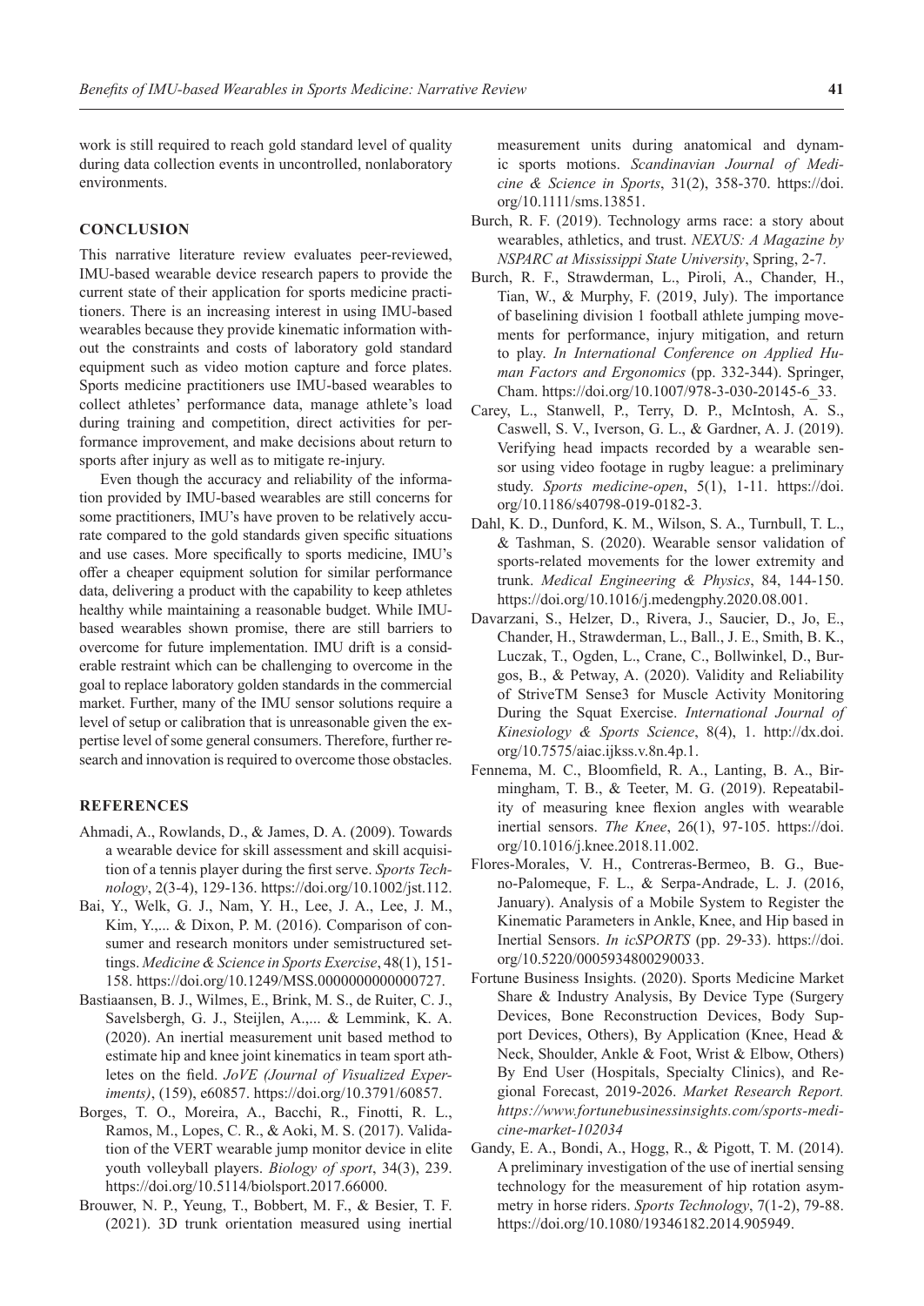work is still required to reach gold standard level of quality during data collection events in uncontrolled, nonlaboratory environments.

## CONCLUSION

This narrative literature review evaluates peer-reviewed, IMU-based wearable device research papers to provide the current state of their application for sports medicine practitioners. There is an increasing interest in using IMU-based wearables because they provide kinematic information without the constraints and costs of laboratory gold standard equipment such as video motion capture and force plates. Sports medicine practitioners use IMU-based wearables to collect athletes' performance data, manage athlete's load during training and competition, direct activities for performance improvement, and make decisions about return to sports after injury as well as to mitigate re-injury.

Even though the accuracy and reliability of the information provided by IMU-based wearables are still concerns for some practitioners, IMU's have proven to be relatively accurate compared to the gold standards given specific situations and use cases. More specifically to sports medicine, IMU's offer a cheaper equipment solution for similar performance data, delivering a product with the capability to keep athletes healthy while maintaining a reasonable budget. While IMU-based wearables shown promise, there are still barriers to overcome for future implementation. IMU drift is a considerable restraint which can be challenging to overcome in the goal to replace laboratory golden standards in the commercial market. Further, many of the IMU sensor solutions require a level of setup or calibration that is unreasonable given the expertise level of some general consumers. Therefore, further research and innovation is required to overcome those obstacles.

## REFERENCES

Ahmadi, A., Rowlands, D., & James, D. A. (2009). Towards a wearable device for skill assessment and skill acquisition of a tennis player during the first serve. *Sports Technology*, 2(3-4), 129-136. https://doi.org/10.1002/jst.112.

Bai, Y., Welk, G. J., Nam, Y. H., Lee, J. A., Lee, J. M., Kim, Y.,... & Dixon, P. M. (2016). Comparison of consumer and research monitors under semistructured settings. *Medicine & Science in Sports Exercise*, 48(1), 151-158. https://doi.org/10.1249/MSS.0000000000000727.

Bastiaansen, B. J., Wilmes, E., Brink, M. S., de Ruiter, C. J., Savelsbergh, G. J., Steijlen, A.,... & Lemmink, K. A. (2020). An inertial measurement unit based method to estimate hip and knee joint kinematics in team sport athletes on the field. *JoVE (Journal of Visualized Experiments)*, (159), e60857. https://doi.org/10.3791/60857.

Borges, T. O., Moreira, A., Bacchi, R., Finotti, R. L., Ramos, M., Lopes, C. R., & Aoki, M. S. (2017). Validation of the VERT wearable jump monitor device in elite youth volleyball players. *Biology of sport*, 34(3), 239. https://doi.org/10.5114/biolsport.2017.66000.

Brouwer, N. P., Yeung, T., Bobbert, M. F., & Besier, T. F. (2021). 3D trunk orientation measured using inertial measurement units during anatomical and dynamic sports motions. *Scandinavian Journal of Medicine & Science in Sports*, 31(2), 358-370. https://doi.org/10.1111/sms.13851.

Burch, R. F. (2019). Technology arms race: a story about wearables, athletics, and trust. *NEXUS: A Magazine by NSPARC at Mississippi State University*, Spring, 2-7.

Burch, R. F., Strawderman, L., Piroli, A., Chander, H., Tian, W., & Murphy, F. (2019, July). The importance of baselining division 1 football athlete jumping movements for performance, injury mitigation, and return to play. *In International Conference on Applied Human Factors and Ergonomics* (pp. 332-344). Springer, Cham. https://doi.org/10.1007/978-3-030-20145-6_33.

Carey, L., Stanwell, P., Terry, D. P., McIntosh, A. S., Caswell, S. V., Iverson, G. L., & Gardner, A. J. (2019). Verifying head impacts recorded by a wearable sensor using video footage in rugby league: a preliminary study. *Sports medicine-open*, 5(1), 1-11. https://doi.org/10.1186/s40798-019-0182-3.

Dahl, K. D., Dunford, K. M., Wilson, S. A., Turnbull, T. L., & Tashman, S. (2020). Wearable sensor validation of sports-related movements for the lower extremity and trunk. *Medical Engineering & Physics*, 84, 144-150. https://doi.org/10.1016/j.medengphy.2020.08.001.

Davarzani, S., Helzer, D., Rivera, J., Saucier, D., Jo, E., Chander, H., Strawderman, L., Ball., J. E., Smith, B. K., Luczak, T., Ogden, L., Crane, C., Bollwinkel, D., Burgos, B., & Petway, A. (2020). Validity and Reliability of StriveTM Sense3 for Muscle Activity Monitoring During the Squat Exercise. *International Journal of Kinesiology & Sports Science*, 8(4), 1. http://dx.doi.org/10.7575/aiac.ijkss.v.8n.4p.1.

Fennema, M. C., Bloomfield, R. A., Lanting, B. A., Birmingham, T. B., & Teeter, M. G. (2019). Repeatability of measuring knee flexion angles with wearable inertial sensors. *The Knee*, 26(1), 97-105. https://doi.org/10.1016/j.knee.2018.11.002.

Flores-Morales, V. H., Contreras-Bermeo, B. G., Bueno-Palomeque, F. L., & Serpa-Andrade, L. J. (2016, January). Analysis of a Mobile System to Register the Kinematic Parameters in Ankle, Knee, and Hip based in Inertial Sensors. *In icSPORTS* (pp. 29-33). https://doi.org/10.5220/0005934800290033.

Fortune Business Insights. (2020). Sports Medicine Market Share & Industry Analysis, By Device Type (Surgery Devices, Bone Reconstruction Devices, Body Support Devices, Others), By Application (Knee, Head & Neck, Shoulder, Ankle & Foot, Wrist & Elbow, Others) By End User (Hospitals, Specialty Clinics), and Regional Forecast, 2019-2026. *Market Research Report. https://www.fortunebusinessinsights.com/sports-medicine-market-102034*

Gandy, E. A., Bondi, A., Hogg, R., & Pigott, T. M. (2014). A preliminary investigation of the use of inertial sensing technology for the measurement of hip rotation asymmetry in horse riders. *Sports Technology*, 7(1-2), 79-88. https://doi.org/10.1080/19346182.2014.905949.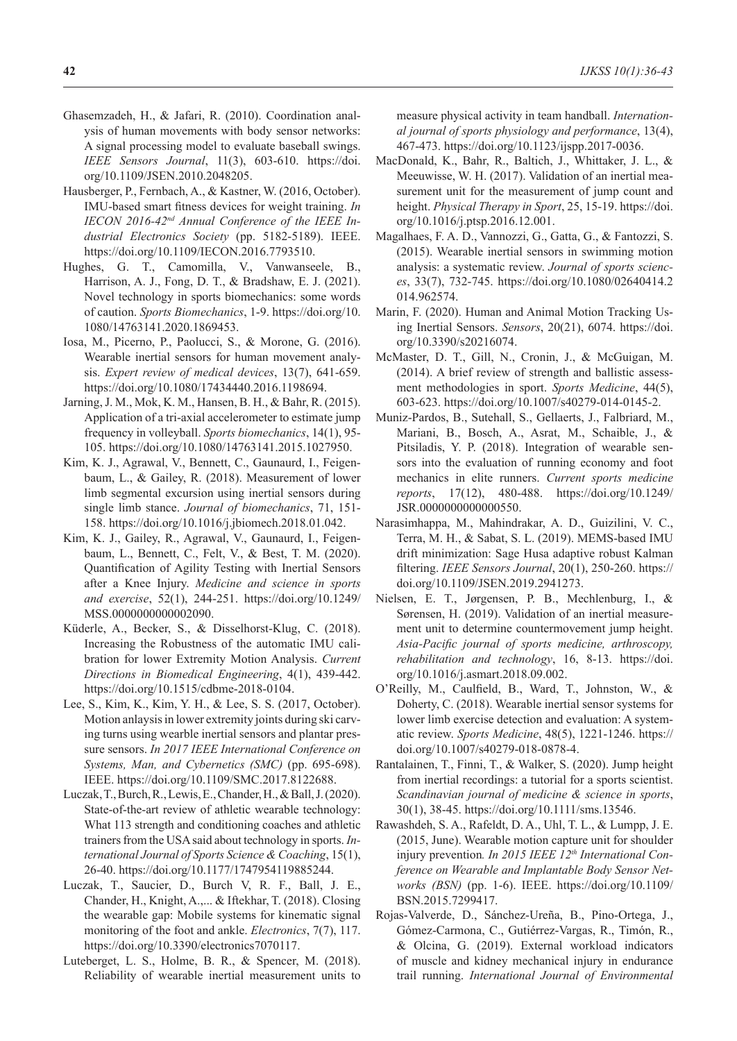Ghasemzadeh, H., & Jafari, R. (2010). Coordination analysis of human movements with body sensor networks: A signal processing model to evaluate baseball swings. *IEEE Sensors Journal*, 11(3), 603-610. https://doi.org/10.1109/JSEN.2010.2048205.

Hausberger, P., Fernbach, A., & Kastner, W. (2016, October). IMU-based smart fitness devices for weight training. *In IECON 2016-42nd Annual Conference of the IEEE Industrial Electronics Society* (pp. 5182-5189). IEEE. https://doi.org/10.1109/IECON.2016.7793510.

Hughes, G. T., Camomilla, V., Vanwanseele, B., Harrison, A. J., Fong, D. T., & Bradshaw, E. J. (2021). Novel technology in sports biomechanics: some words of caution. *Sports Biomechanics*, 1-9. https://doi.org/10.1080/14763141.2020.1869453.

Iosa, M., Picerno, P., Paolucci, S., & Morone, G. (2016). Wearable inertial sensors for human movement analysis. *Expert review of medical devices*, 13(7), 641-659. https://doi.org/10.1080/17434440.2016.1198694.

Jarning, J. M., Mok, K. M., Hansen, B. H., & Bahr, R. (2015). Application of a tri-axial accelerometer to estimate jump frequency in volleyball. *Sports biomechanics*, 14(1), 95-105. https://doi.org/10.1080/14763141.2015.1027950.

Kim, K. J., Agrawal, V., Bennett, C., Gaunaurd, I., Feigenbaum, L., & Gailey, R. (2018). Measurement of lower limb segmental excursion using inertial sensors during single limb stance. *Journal of biomechanics*, 71, 151-158. https://doi.org/10.1016/j.jbiomech.2018.01.042.

Kim, K. J., Gailey, R., Agrawal, V., Gaunaurd, I., Feigenbaum, L., Bennett, C., Felt, V., & Best, T. M. (2020). Quantification of Agility Testing with Inertial Sensors after a Knee Injury. *Medicine and science in sports and exercise*, 52(1), 244-251. https://doi.org/10.1249/MSS.0000000000002090.

Küderle, A., Becker, S., & Disselhorst-Klug, C. (2018). Increasing the Robustness of the automatic IMU calibration for lower Extremity Motion Analysis. *Current Directions in Biomedical Engineering*, 4(1), 439-442. https://doi.org/10.1515/cdbme-2018-0104.

Lee, S., Kim, K., Kim, Y. H., & Lee, S. S. (2017, October). Motion anlaysis in lower extremity joints during ski carving turns using wearble inertial sensors and plantar pressure sensors. *In 2017 IEEE International Conference on Systems, Man, and Cybernetics (SMC)* (pp. 695-698). IEEE. https://doi.org/10.1109/SMC.2017.8122688.

Luczak, T., Burch, R., Lewis, E., Chander, H., & Ball, J. (2020). State-of-the-art review of athletic wearable technology: What 113 strength and conditioning coaches and athletic trainers from the USA said about technology in sports. *International Journal of Sports Science & Coaching*, 15(1), 26-40. https://doi.org/10.1177/1747954119885244.

Luczak, T., Saucier, D., Burch V, R. F., Ball, J. E., Chander, H., Knight, A.,... & Iftekhar, T. (2018). Closing the wearable gap: Mobile systems for kinematic signal monitoring of the foot and ankle. *Electronics*, 7(7), 117. https://doi.org/10.3390/electronics7070117.

Luteberget, L. S., Holme, B. R., & Spencer, M. (2018). Reliability of wearable inertial measurement units to measure physical activity in team handball. *International journal of sports physiology and performance*, 13(4), 467-473. https://doi.org/10.1123/ijspp.2017-0036.

MacDonald, K., Bahr, R., Baltich, J., Whittaker, J. L., & Meeuwisse, W. H. (2017). Validation of an inertial measurement unit for the measurement of jump count and height. *Physical Therapy in Sport*, 25, 15-19. https://doi.org/10.1016/j.ptsp.2016.12.001.

Magalhaes, F. A. D., Vannozzi, G., Gatta, G., & Fantozzi, S. (2015). Wearable inertial sensors in swimming motion analysis: a systematic review. *Journal of sports sciences*, 33(7), 732-745. https://doi.org/10.1080/02640414.2014.962574.

Marin, F. (2020). Human and Animal Motion Tracking Using Inertial Sensors. *Sensors*, 20(21), 6074. https://doi.org/10.3390/s20216074.

McMaster, D. T., Gill, N., Cronin, J., & McGuigan, M. (2014). A brief review of strength and ballistic assessment methodologies in sport. *Sports Medicine*, 44(5), 603-623. https://doi.org/10.1007/s40279-014-0145-2.

Muniz-Pardos, B., Sutehall, S., Gellaerts, J., Falbriard, M., Mariani, B., Bosch, A., Asrat, M., Schaible, J., & Pitsiladis, Y. P. (2018). Integration of wearable sensors into the evaluation of running economy and foot mechanics in elite runners. *Current sports medicine reports*, 17(12), 480-488. https://doi.org/10.1249/JSR.0000000000000550.

Narasimhappa, M., Mahindrakar, A. D., Guizilini, V. C., Terra, M. H., & Sabat, S. L. (2019). MEMS-based IMU drift minimization: Sage Husa adaptive robust Kalman filtering. *IEEE Sensors Journal*, 20(1), 250-260. https://doi.org/10.1109/JSEN.2019.2941273.

Nielsen, E. T., Jørgensen, P. B., Mechlenburg, I., & Sørensen, H. (2019). Validation of an inertial measurement unit to determine countermovement jump height. *Asia-Pacific journal of sports medicine, arthroscopy, rehabilitation and technology*, 16, 8-13. https://doi.org/10.1016/j.asmart.2018.09.002.

O'Reilly, M., Caulfield, B., Ward, T., Johnston, W., & Doherty, C. (2018). Wearable inertial sensor systems for lower limb exercise detection and evaluation: A systematic review. *Sports Medicine*, 48(5), 1221-1246. https://doi.org/10.1007/s40279-018-0878-4.

Rantalainen, T., Finni, T., & Walker, S. (2020). Jump height from inertial recordings: a tutorial for a sports scientist. *Scandinavian journal of medicine & science in sports*, 30(1), 38-45. https://doi.org/10.1111/sms.13546.

Rawashdeh, S. A., Rafeldt, D. A., Uhl, T. L., & Lumpp, J. E. (2015, June). Wearable motion capture unit for shoulder injury prevention*. In 2015 IEEE 12th International Conference on Wearable and Implantable Body Sensor Networks (BSN)* (pp. 1-6). IEEE. https://doi.org/10.1109/BSN.2015.7299417.

Rojas-Valverde, D., Sánchez-Ureña, B., Pino-Ortega, J., Gómez-Carmona, C., Gutiérrez-Vargas, R., Timón, R., & Olcina, G. (2019). External workload indicators of muscle and kidney mechanical injury in endurance trail running. *International Journal of Environmental*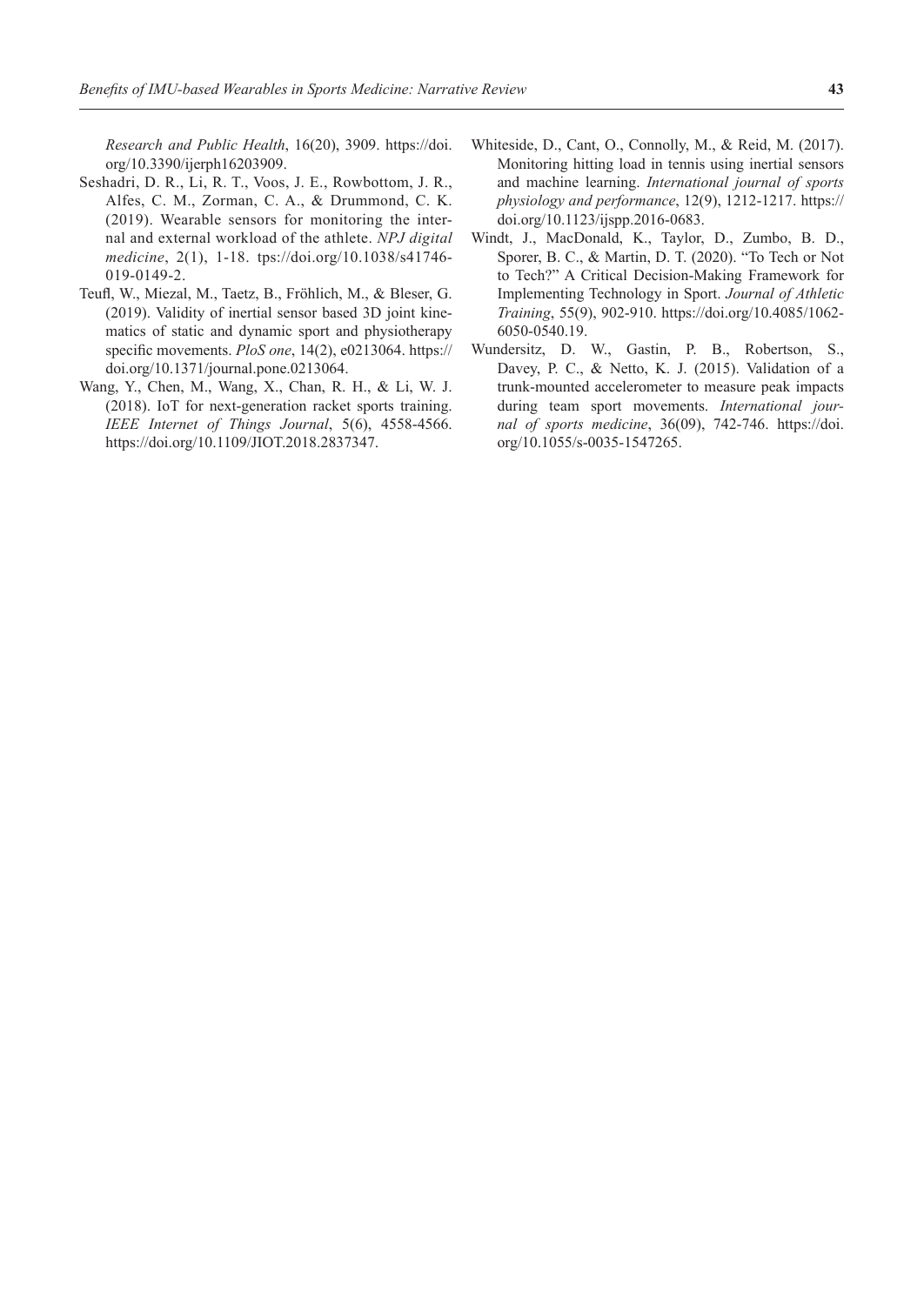*Research and Public Health*, 16(20), 3909. https://doi.org/10.3390/ijerph16203909.

Seshadri, D. R., Li, R. T., Voos, J. E., Rowbottom, J. R., Alfes, C. M., Zorman, C. A., & Drummond, C. K. (2019). Wearable sensors for monitoring the internal and external workload of the athlete. *NPJ digital medicine*, 2(1), 1-18. tps://doi.org/10.1038/s41746-019-0149-2.

Teufl, W., Miezal, M., Taetz, B., Fröhlich, M., & Bleser, G. (2019). Validity of inertial sensor based 3D joint kinematics of static and dynamic sport and physiotherapy specific movements. *PloS one*, 14(2), e0213064. https://doi.org/10.1371/journal.pone.0213064.

Wang, Y., Chen, M., Wang, X., Chan, R. H., & Li, W. J. (2018). IoT for next-generation racket sports training. *IEEE Internet of Things Journal*, 5(6), 4558-4566. https://doi.org/10.1109/JIOT.2018.2837347.

Whiteside, D., Cant, O., Connolly, M., & Reid, M. (2017). Monitoring hitting load in tennis using inertial sensors and machine learning. *International journal of sports physiology and performance*, 12(9), 1212-1217. https://doi.org/10.1123/ijspp.2016-0683.

Windt, J., MacDonald, K., Taylor, D., Zumbo, B. D., Sporer, B. C., & Martin, D. T. (2020). "To Tech or Not to Tech?" A Critical Decision-Making Framework for Implementing Technology in Sport. *Journal of Athletic Training*, 55(9), 902-910. https://doi.org/10.4085/1062-6050-0540.19.

Wundersitz, D. W., Gastin, P. B., Robertson, S., Davey, P. C., & Netto, K. J. (2015). Validation of a trunk-mounted accelerometer to measure peak impacts during team sport movements. *International journal of sports medicine*, 36(09), 742-746. https://doi.org/10.1055/s-0035-1547265.